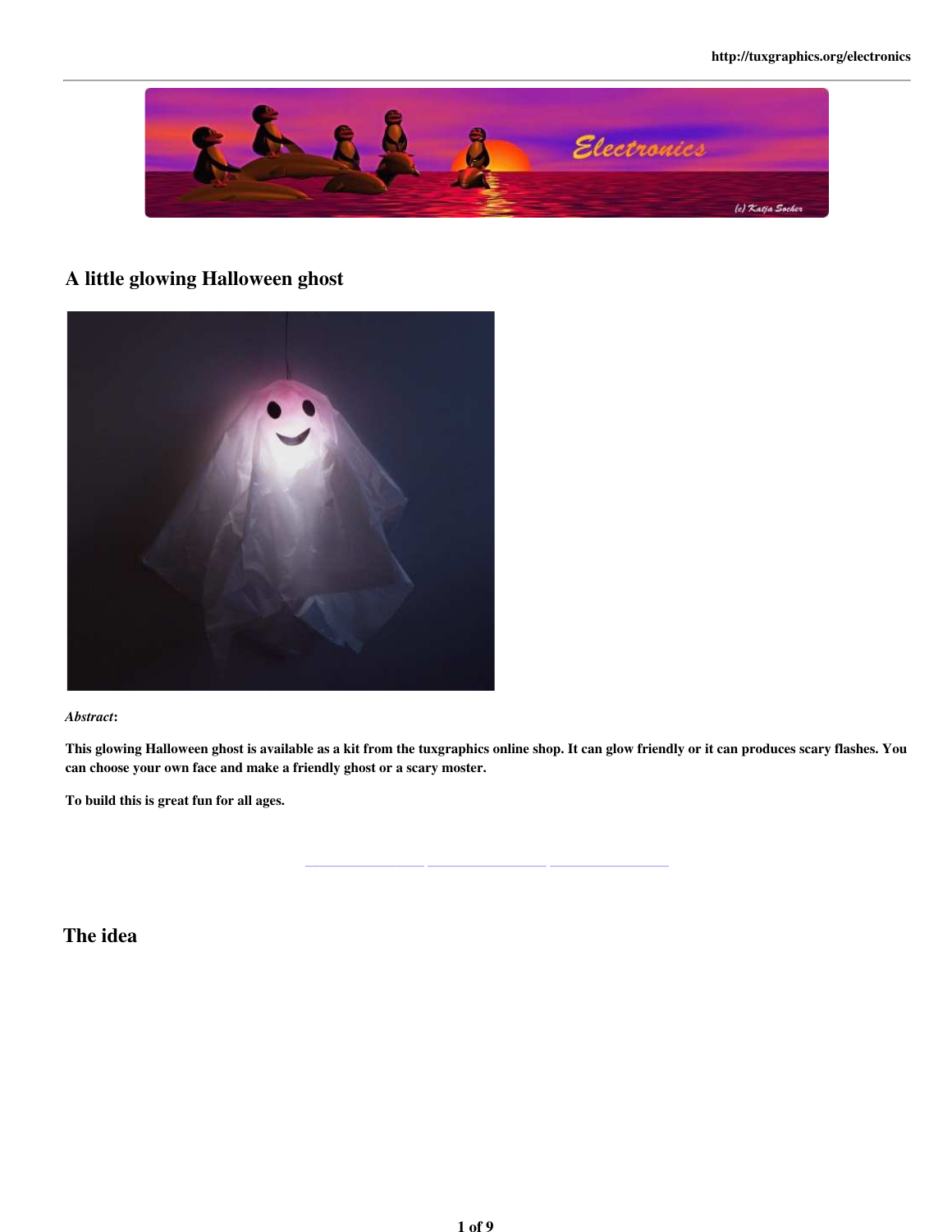## A little glowing Halloween ghost

*Abstract*:

**This glowing Halloween ghost is available as a kit from the tuxgraphics online shop. It can glow friendly or it can produces scary flashes. You can choose your own face and make a friendly ghost or a scary moster.**

**To build this is great fun for all ages.**

## The idea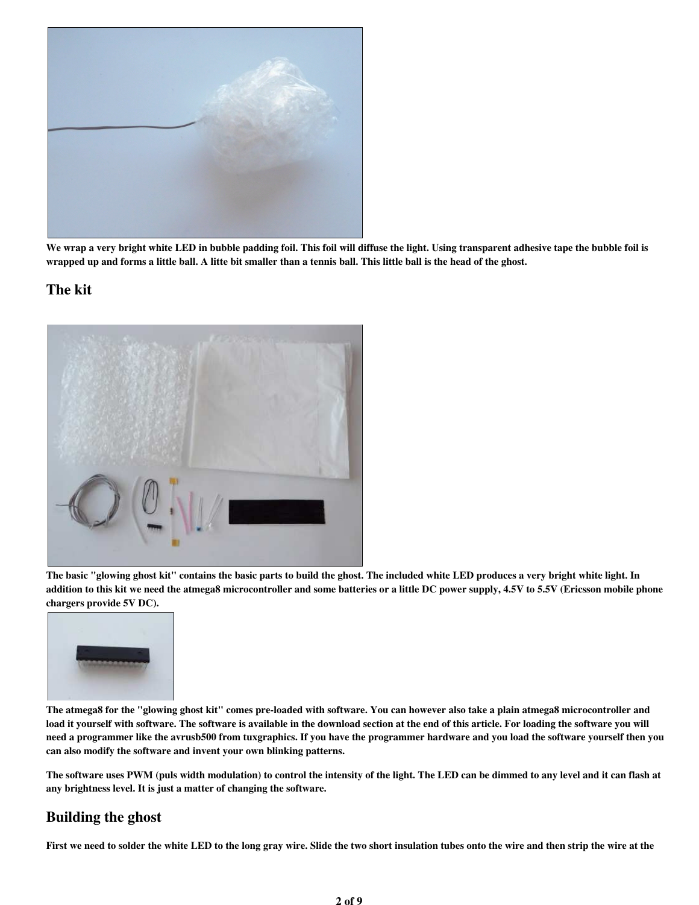**We wrap a very bright white LED in bubble padding foil. This foil will diffuse the light. Using transparent adhesive tape the bubble foil is wrapped up and forms a little ball. A litte bit smaller than a tennis ball. This little ball is the head of the ghost.**

## The kit

**The basic "glowing ghost kit" contains the basic parts to build the ghost. The included white LED produces a very bright white light. In addition to this kit we need the atmega8 microcontroller and some batteries or a little DC power supply, 4.5V to 5.5V (Ericsson mobile phone chargers provide 5V DC).**

**The atmega8 for the "glowing ghost kit" comes pre-loaded with software. You can however also take a plain atmega8 microcontroller and load it yourself with software. The software is available in the download section at the end of this article. For loading the software you will need a programmer like the avrusb500 from tuxgraphics. If you have the programmer hardware and you load the software yourself then you can also modify the software and invent your own blinking patterns.**

**The software uses PWM (puls width modulation) to control the intensity of the light. The LED can be dimmed to any level and it can flash at any brightness level. It is just a matter of changing the software.**

## Building the ghost

**First we need to solder the white LED to the long gray wire. Slide the two short insulation tubes onto the wire and then strip the wire at the**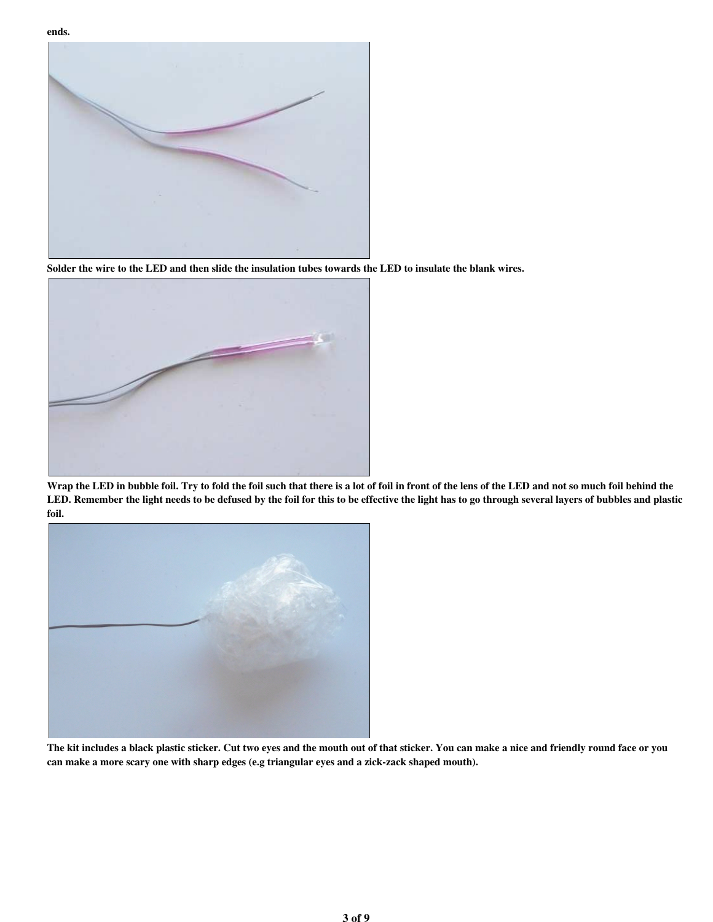**ends.**

**Solder the wire to the LED and then slide the insulation tubes towards the LED to insulate the blank wires.**

**Wrap the LED in bubble foil. Try to fold the foil such that there is a lot of foil in front of the lens of the LED and not so much foil behind the LED. Remember the light needs to be defused by the foil for this to be effective the light has to go through several layers of bubbles and plastic foil.**

**The kit includes a black plastic sticker. Cut two eyes and the mouth out of that sticker. You can make a nice and friendly round face or you can make a more scary one with sharp edges (e.g triangular eyes and a zick-zack shaped mouth).**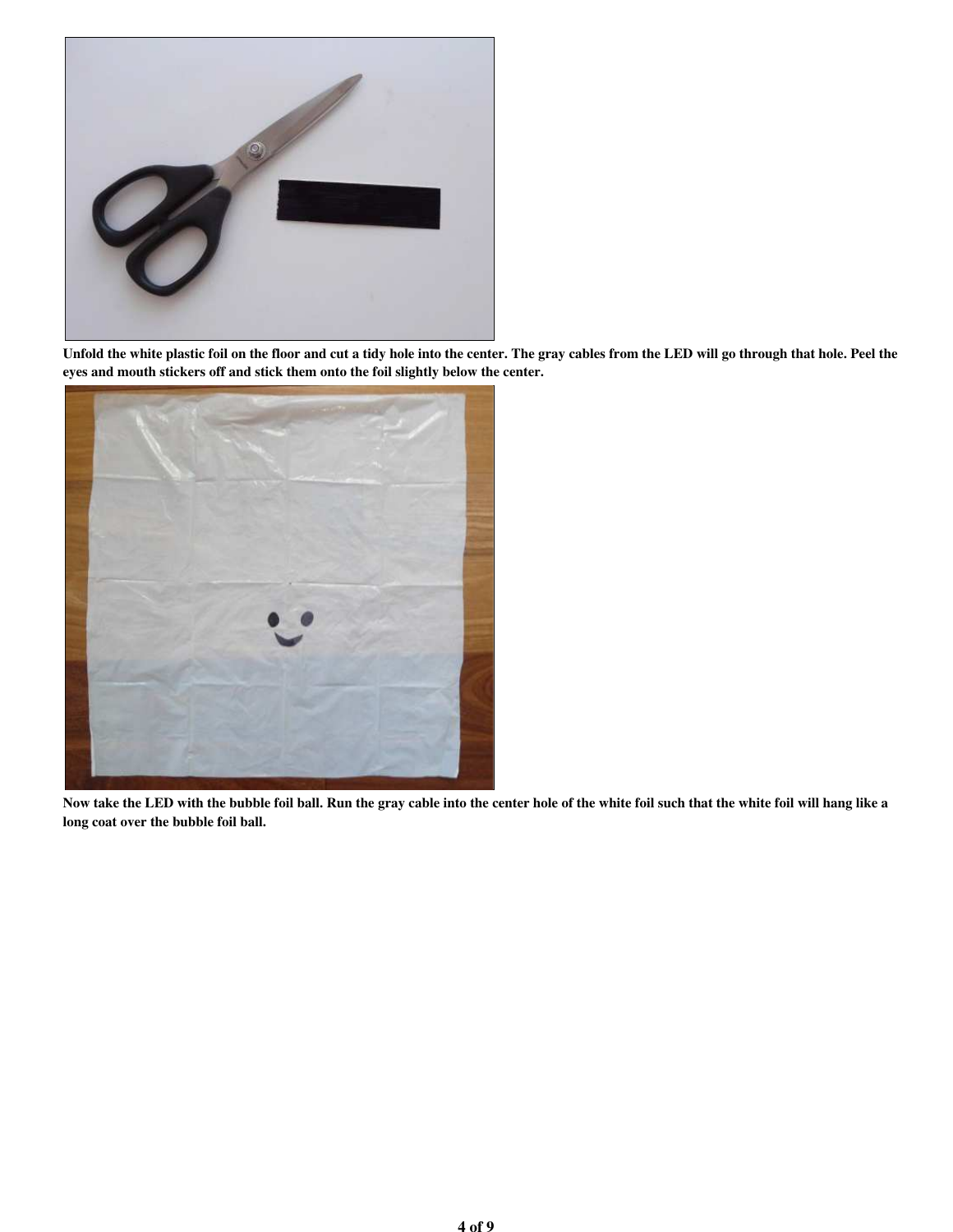**Unfold the white plastic foil on the floor and cut a tidy hole into the center. The gray cables from the LED will go through that hole. Peel the eyes and mouth stickers off and stick them onto the foil slightly below the center.**

**Now take the LED with the bubble foil ball. Run the gray cable into the center hole of the white foil such that the white foil will hang like a long coat over the bubble foil ball.**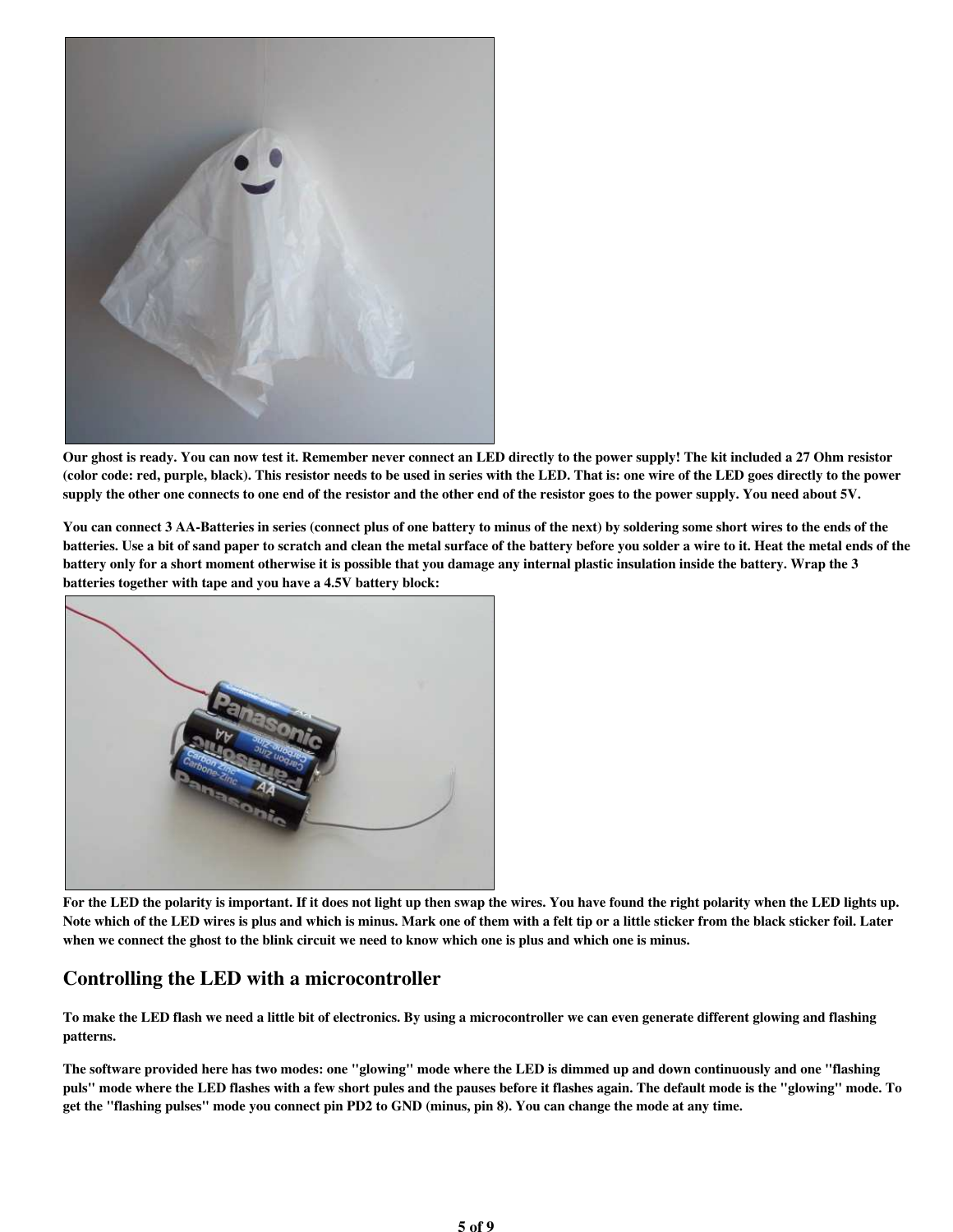**Our ghost is ready. You can now test it. Remember never connect an LED directly to the power supply! The kit included a 27 Ohm resistor (color code: red, purple, black). This resistor needs to be used in series with the LED. That is: one wire of the LED goes directly to the power supply the other one connects to one end of the resistor and the other end of the resistor goes to the power supply. You need about 5V.**

**You can connect 3 AA-Batteries in series (connect plus of one battery to minus of the next) by soldering some short wires to the ends of the batteries. Use a bit of sand paper to scratch and clean the metal surface of the battery before you solder a wire to it. Heat the metal ends of the battery only for a short moment otherwise it is possible that you damage any internal plastic insulation inside the battery. Wrap the 3 batteries together with tape and you have a 4.5V battery block:**

**For the LED the polarity is important. If it does not light up then swap the wires. You have found the right polarity when the LED lights up. Note which of the LED wires is plus and which is minus. Mark one of them with a felt tip or a little sticker from the black sticker foil. Later when we connect the ghost to the blink circuit we need to know which one is plus and which one is minus.**

## Controlling the LED with a microcontroller

**To make the LED flash we need a little bit of electronics. By using a microcontroller we can even generate different glowing and flashing patterns.**

**The software provided here has two modes: one "glowing" mode where the LED is dimmed up and down continuously and one "flashing puls" mode where the LED flashes with a few short pules and the pauses before it flashes again. The default mode is the "glowing" mode. To get the "flashing pulses" mode you connect pin PD2 to GND (minus, pin 8). You can change the mode at any time.**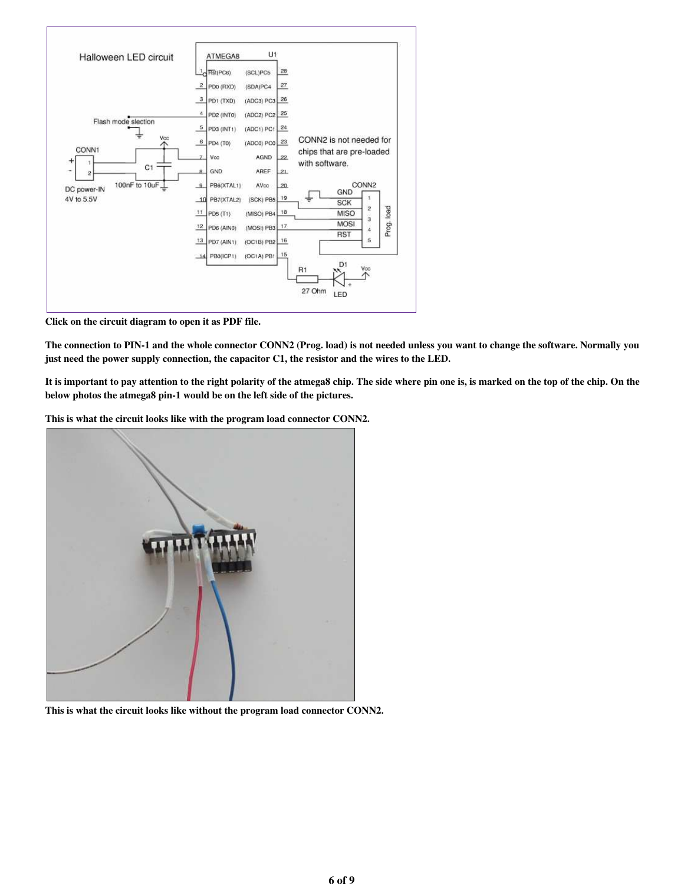Click on the circuit diagram to open it as PDF file.

The connection to PIN-1 and the whole connector CONN2 (Prog. load) is not needed unless you want to change the software. Normally you just need the power supply connection, the capacitor C1, the resistor and the wires to the LED.

It is important to pay attention to the right polarity of the atmega8 chip. The side where pin one is, is marked on the top of the chip. On the below photos the atmega8 pin-1 would be on the left side of the pictures.

This is what the circuit looks like with the program load connector CONN2.

This is what the circuit looks like without the program load connector CONN2.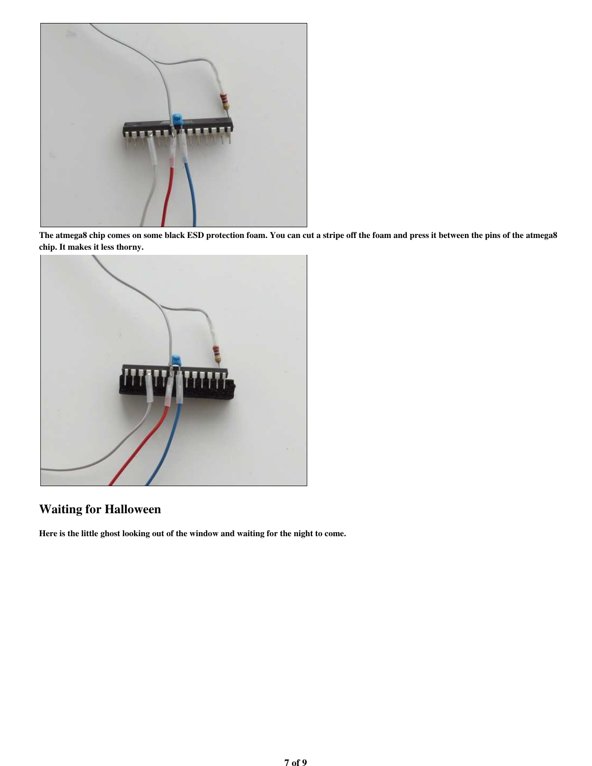The atmega8 chip comes on some black ESD protection foam. You can cut a stripe off the foam and press it between the pins of the atmega8 chip. It makes it less thorny.

## Waiting for Halloween

Here is the little ghost looking out of the window and waiting for the night to come.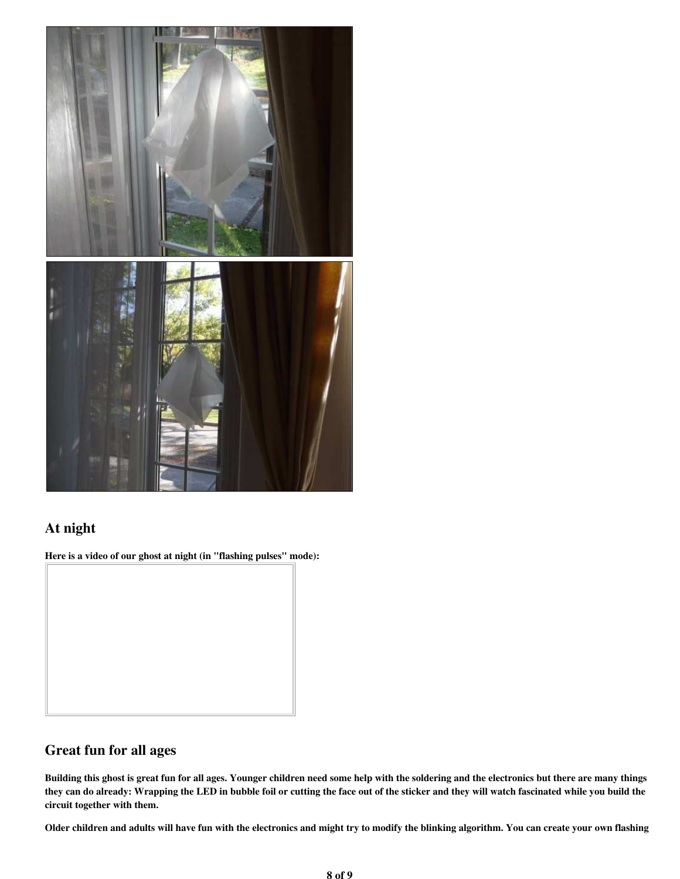## At night

**Here is a video of our ghost at night (in "flashing pulses" mode):**

## Great fun for all ages

**Building this ghost is great fun for all ages. Younger children need some help with the soldering and the electronics but there are many things they can do already: Wrapping the LED in bubble foil or cutting the face out of the sticker and they will watch fascinated while you build the circuit together with them.**

**Older children and adults will have fun with the electronics and might try to modify the blinking algorithm. You can create your own flashing**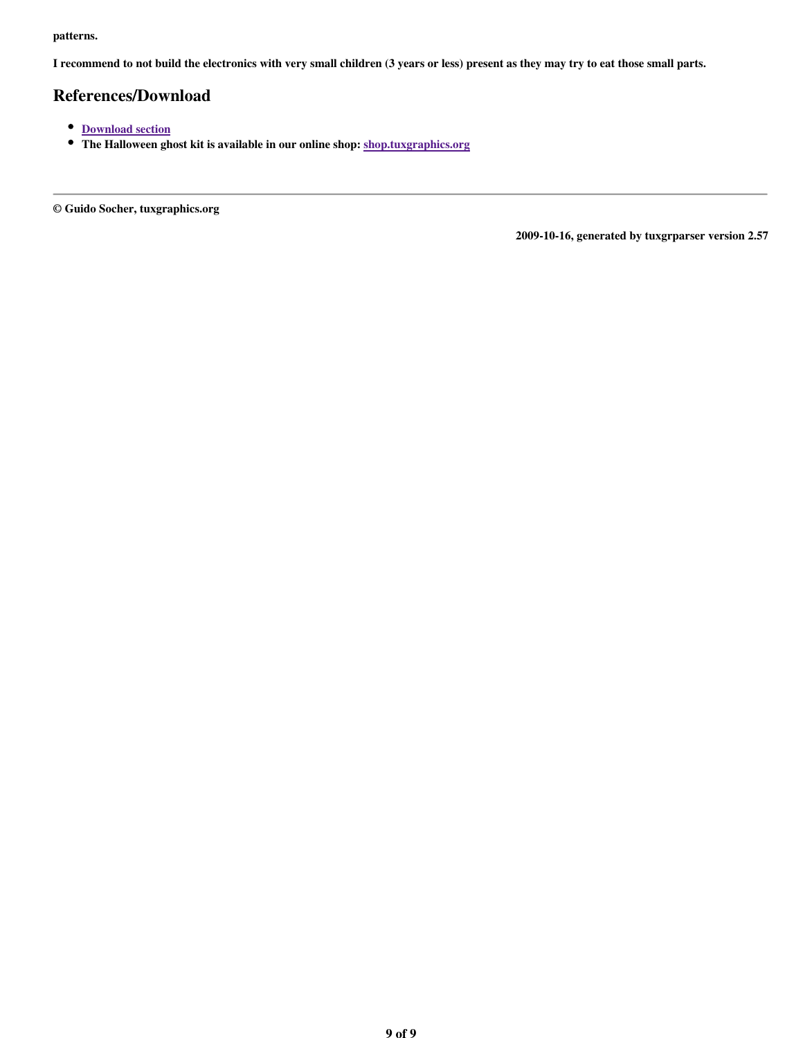**patterns.**

**I recommend to not build the electronics with very small children (3 years or less) present as they may try to eat those small parts.**

## References/Download

- **Download section**
- **The Halloween ghost kit is available in our online shop: shop.tuxgraphics.org**

---

**© Guido Socher, tuxgraphics.org**

**2009-10-16, generated by tuxgrparser version 2.57**